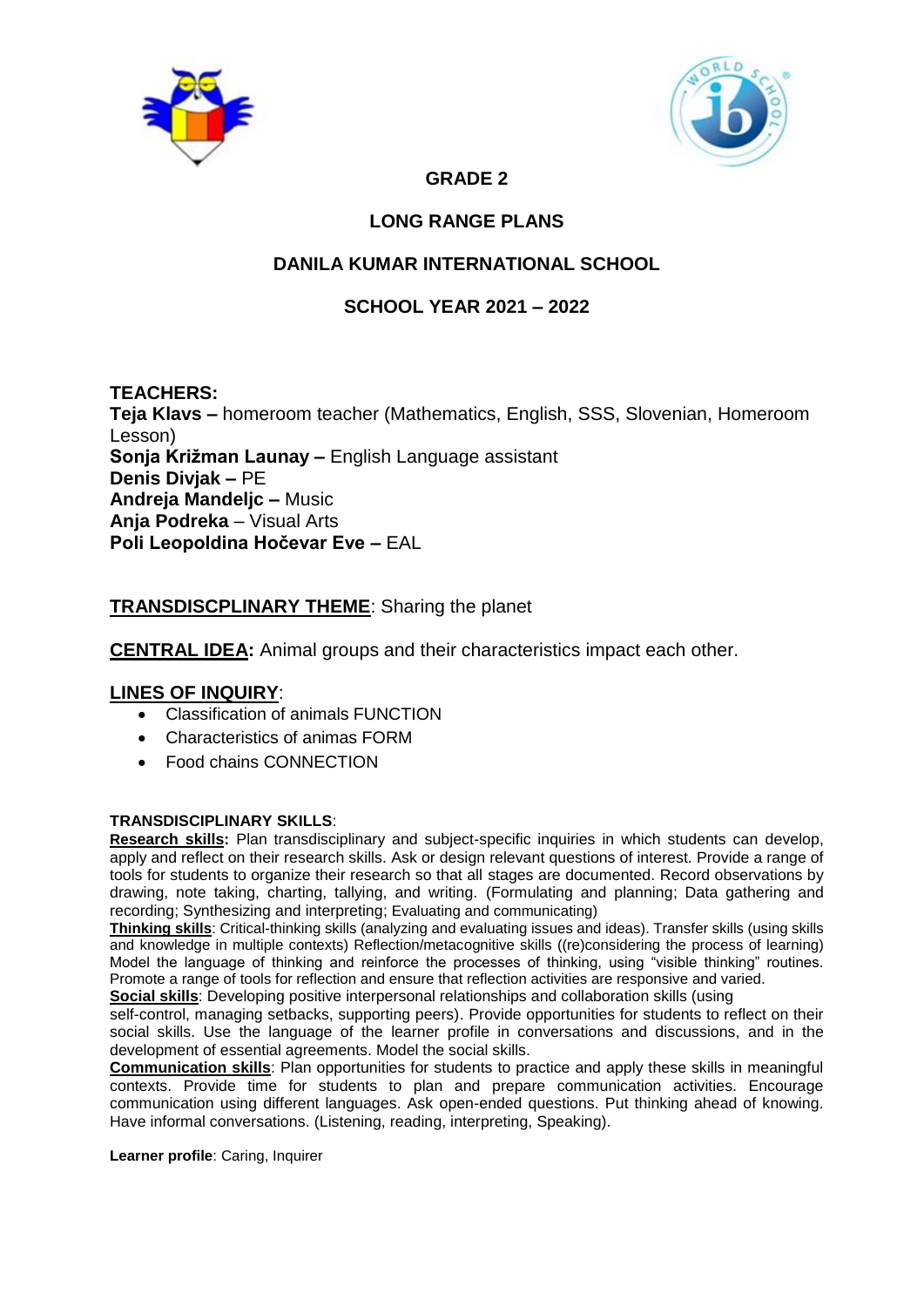# GRADE 2

## LONG RANGE PLANS

## DANILA KUMAR INTERNATIONAL SCHOOL

## SCHOOL YEAR 2021 – 2022

**TEACHERS:**
**Teja Klavs –** homeroom teacher (Mathematics, English, SSS, Slovenian, Homeroom Lesson)
**Sonja Križman Launay –** English Language assistant
**Denis Divjak –** PE
**Andreja Mandeljc –** Music
**Anja Podreka** – Visual Arts
**Poli Leopoldina Hočevar Eve –** EAL

**TRANSDISCPLINARY THEME**: Sharing the planet

**CENTRAL IDEA:** Animal groups and their characteristics impact each other.

**LINES OF INQUIRY**:

- Classification of animals FUNCTION
- Characteristics of animas FORM
- Food chains CONNECTION

**TRANSDISCIPLINARY SKILLS**:

**Research skills:** Plan transdisciplinary and subject-specific inquiries in which students can develop, apply and reflect on their research skills. Ask or design relevant questions of interest. Provide a range of tools for students to organize their research so that all stages are documented. Record observations by drawing, note taking, charting, tallying, and writing. (Formulating and planning; Data gathering and recording; Synthesizing and interpreting; Evaluating and communicating)

**Thinking skills**: Critical-thinking skills (analyzing and evaluating issues and ideas). Transfer skills (using skills and knowledge in multiple contexts) Reflection/metacognitive skills ((re)considering the process of learning) Model the language of thinking and reinforce the processes of thinking, using "visible thinking" routines. Promote a range of tools for reflection and ensure that reflection activities are responsive and varied.

**Social skills**: Developing positive interpersonal relationships and collaboration skills (using self-control, managing setbacks, supporting peers). Provide opportunities for students to reflect on their social skills. Use the language of the learner profile in conversations and discussions, and in the development of essential agreements. Model the social skills.

**Communication skills**: Plan opportunities for students to practice and apply these skills in meaningful contexts. Provide time for students to plan and prepare communication activities. Encourage communication using different languages. Ask open-ended questions. Put thinking ahead of knowing. Have informal conversations. (Listening, reading, interpreting, Speaking).

**Learner profile**: Caring, Inquirer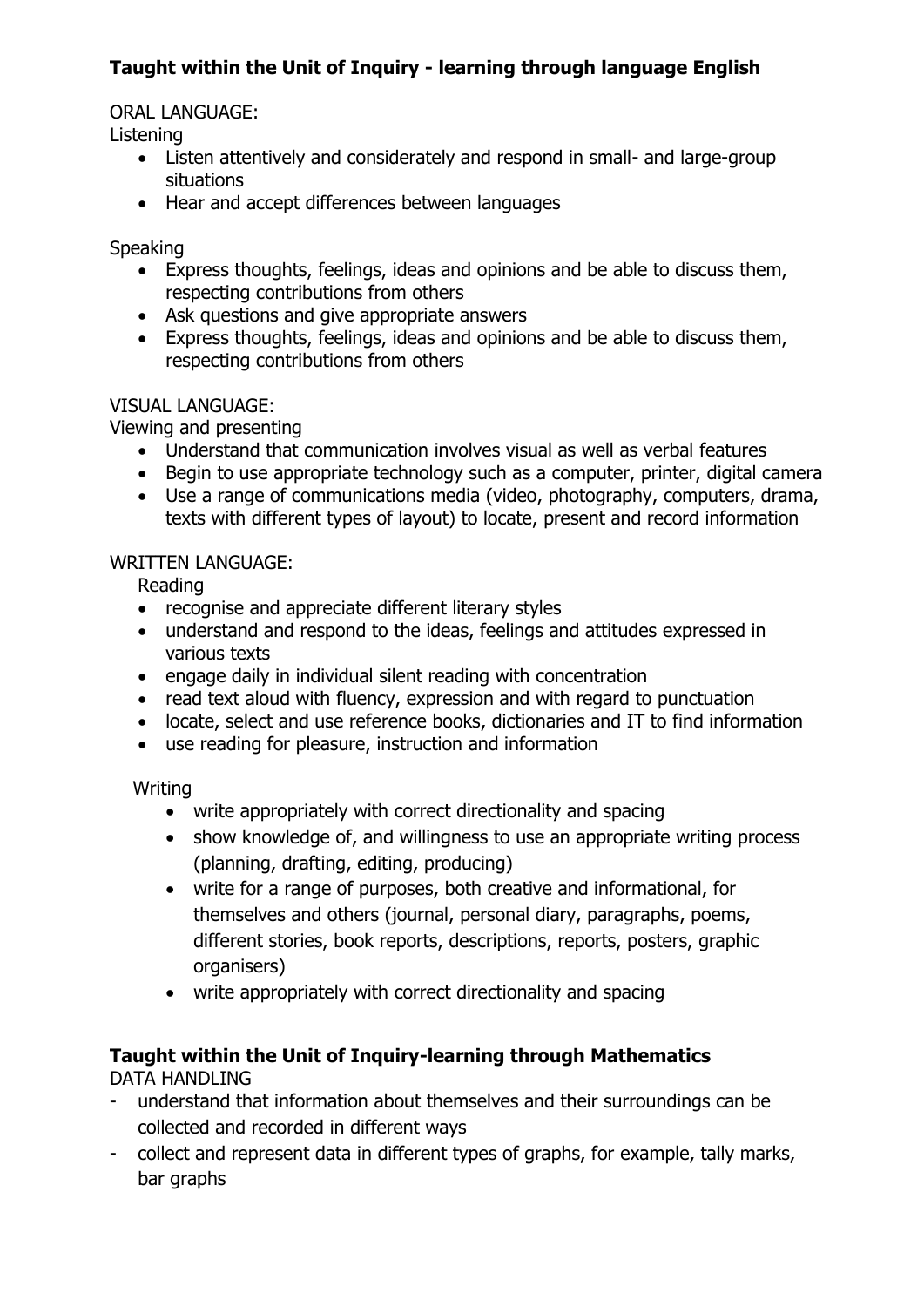**Taught within the Unit of Inquiry - learning through language English**

ORAL LANGUAGE:
Listening

- Listen attentively and considerately and respond in small- and large-group situations
- Hear and accept differences between languages

Speaking

- Express thoughts, feelings, ideas and opinions and be able to discuss them, respecting contributions from others
- Ask questions and give appropriate answers
- Express thoughts, feelings, ideas and opinions and be able to discuss them, respecting contributions from others

VISUAL LANGUAGE:
Viewing and presenting

- Understand that communication involves visual as well as verbal features
- Begin to use appropriate technology such as a computer, printer, digital camera
- Use a range of communications media (video, photography, computers, drama, texts with different types of layout) to locate, present and record information

WRITTEN LANGUAGE:
Reading

- recognise and appreciate different literary styles
- understand and respond to the ideas, feelings and attitudes expressed in various texts
- engage daily in individual silent reading with concentration
- read text aloud with fluency, expression and with regard to punctuation
- locate, select and use reference books, dictionaries and IT to find information
- use reading for pleasure, instruction and information

Writing

- write appropriately with correct directionality and spacing
- show knowledge of, and willingness to use an appropriate writing process (planning, drafting, editing, producing)
- write for a range of purposes, both creative and informational, for themselves and others (journal, personal diary, paragraphs, poems, different stories, book reports, descriptions, reports, posters, graphic organisers)
- write appropriately with correct directionality and spacing

**Taught within the Unit of Inquiry-learning through Mathematics**
DATA HANDLING

- understand that information about themselves and their surroundings can be collected and recorded in different ways
- collect and represent data in different types of graphs, for example, tally marks, bar graphs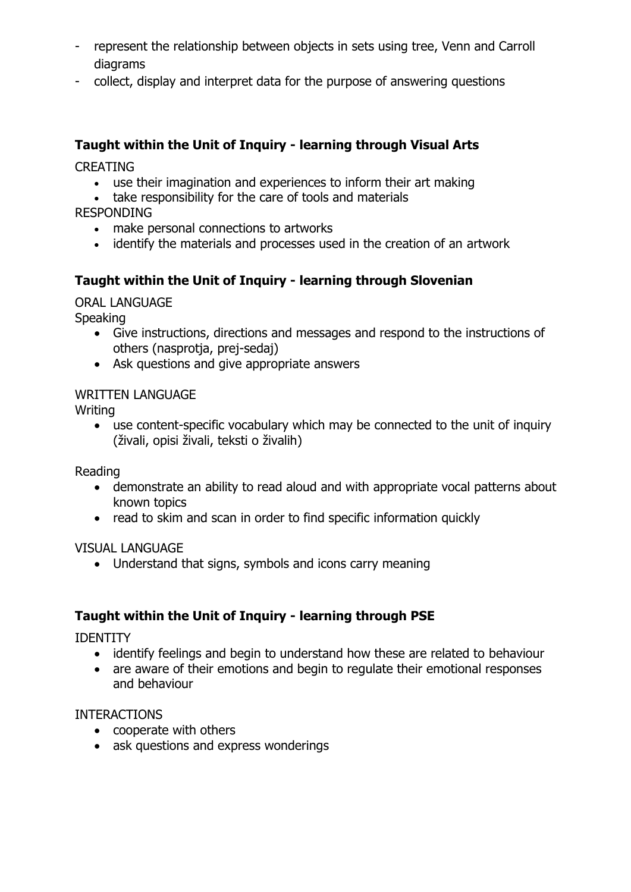- represent the relationship between objects in sets using tree, Venn and Carroll diagrams
- collect, display and interpret data for the purpose of answering questions

**Taught within the Unit of Inquiry - learning through Visual Arts**

CREATING

- use their imagination and experiences to inform their art making
- take responsibility for the care of tools and materials

RESPONDING

- make personal connections to artworks
- identify the materials and processes used in the creation of an artwork

**Taught within the Unit of Inquiry - learning through Slovenian**

ORAL LANGUAGE

Speaking

- Give instructions, directions and messages and respond to the instructions of others (nasprotja, prej-sedaj)
- Ask questions and give appropriate answers

WRITTEN LANGUAGE

Writing

- use content-specific vocabulary which may be connected to the unit of inquiry (živali, opisi živali, teksti o živalih)

Reading

- demonstrate an ability to read aloud and with appropriate vocal patterns about known topics
- read to skim and scan in order to find specific information quickly

VISUAL LANGUAGE

- Understand that signs, symbols and icons carry meaning

**Taught within the Unit of Inquiry - learning through PSE**

IDENTITY

- identify feelings and begin to understand how these are related to behaviour
- are aware of their emotions and begin to regulate their emotional responses and behaviour

INTERACTIONS

- cooperate with others
- ask questions and express wonderings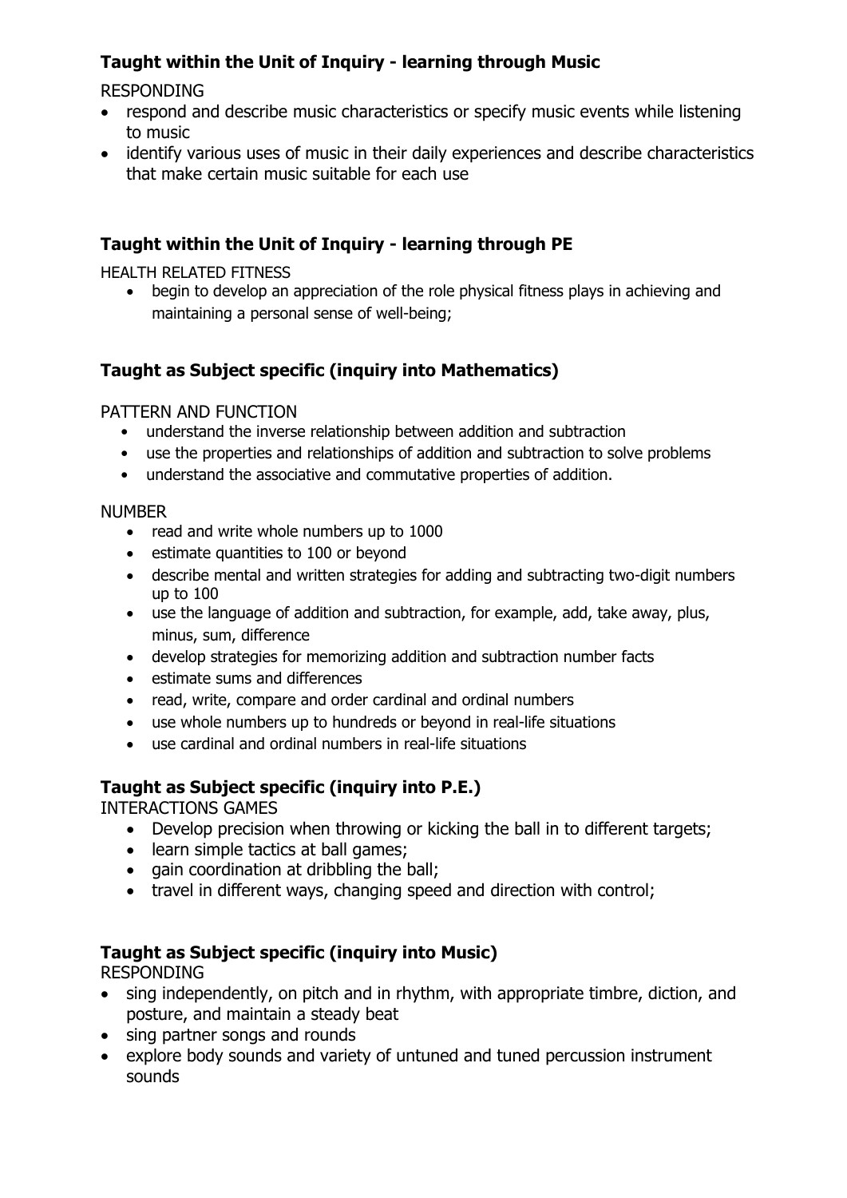### Taught within the Unit of Inquiry - learning through Music

RESPONDING

- respond and describe music characteristics or specify music events while listening to music
- identify various uses of music in their daily experiences and describe characteristics that make certain music suitable for each use

### Taught within the Unit of Inquiry - learning through PE

HEALTH RELATED FITNESS

- begin to develop an appreciation of the role physical fitness plays in achieving and maintaining a personal sense of well-being;

### Taught as Subject specific (inquiry into Mathematics)

PATTERN AND FUNCTION

- understand the inverse relationship between addition and subtraction
- use the properties and relationships of addition and subtraction to solve problems
- understand the associative and commutative properties of addition.

NUMBER

- read and write whole numbers up to 1000
- estimate quantities to 100 or beyond
- describe mental and written strategies for adding and subtracting two-digit numbers up to 100
- use the language of addition and subtraction, for example, add, take away, plus, minus, sum, difference
- develop strategies for memorizing addition and subtraction number facts
- estimate sums and differences
- read, write, compare and order cardinal and ordinal numbers
- use whole numbers up to hundreds or beyond in real-life situations
- use cardinal and ordinal numbers in real-life situations

### Taught as Subject specific (inquiry into P.E.)

INTERACTIONS GAMES

- Develop precision when throwing or kicking the ball in to different targets;
- learn simple tactics at ball games;
- gain coordination at dribbling the ball;
- travel in different ways, changing speed and direction with control;

### Taught as Subject specific (inquiry into Music)

RESPONDING

- sing independently, on pitch and in rhythm, with appropriate timbre, diction, and posture, and maintain a steady beat
- sing partner songs and rounds
- explore body sounds and variety of untuned and tuned percussion instrument sounds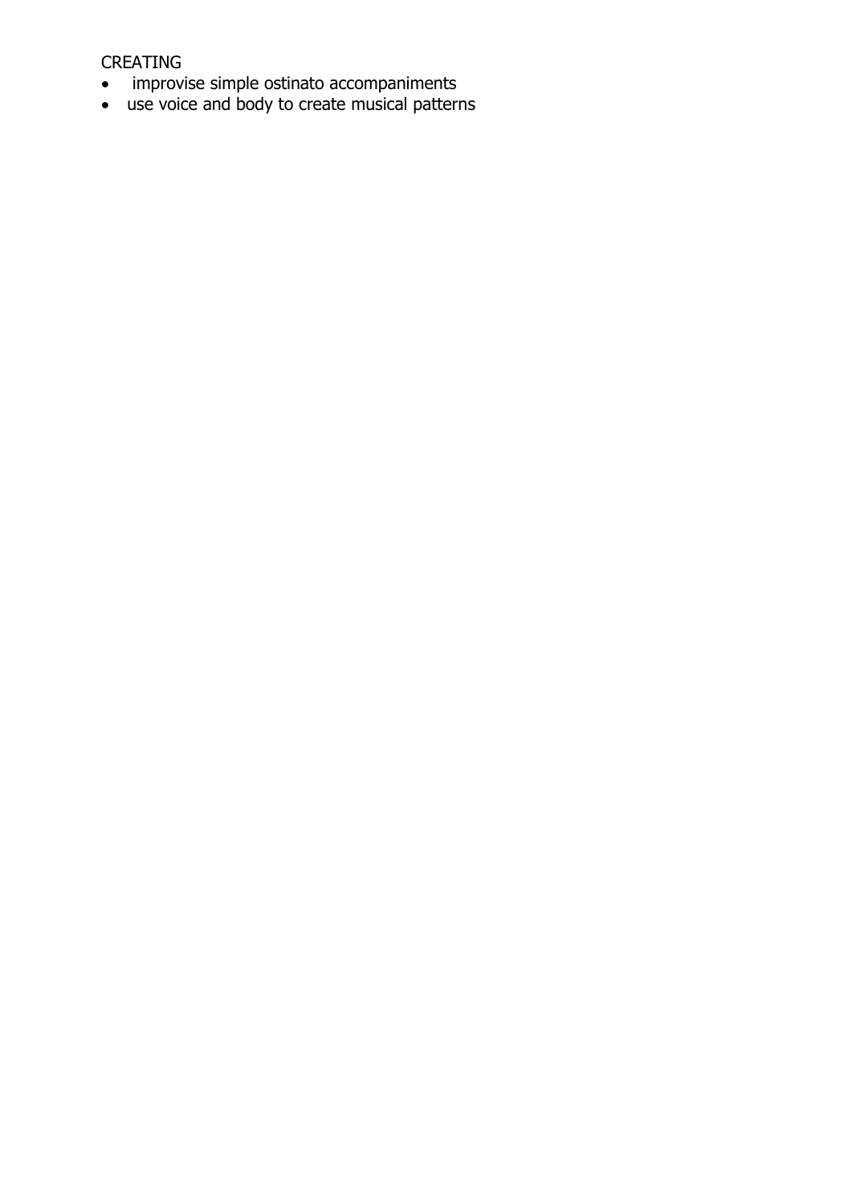CREATING

- improvise simple ostinato accompaniments
- use voice and body to create musical patterns